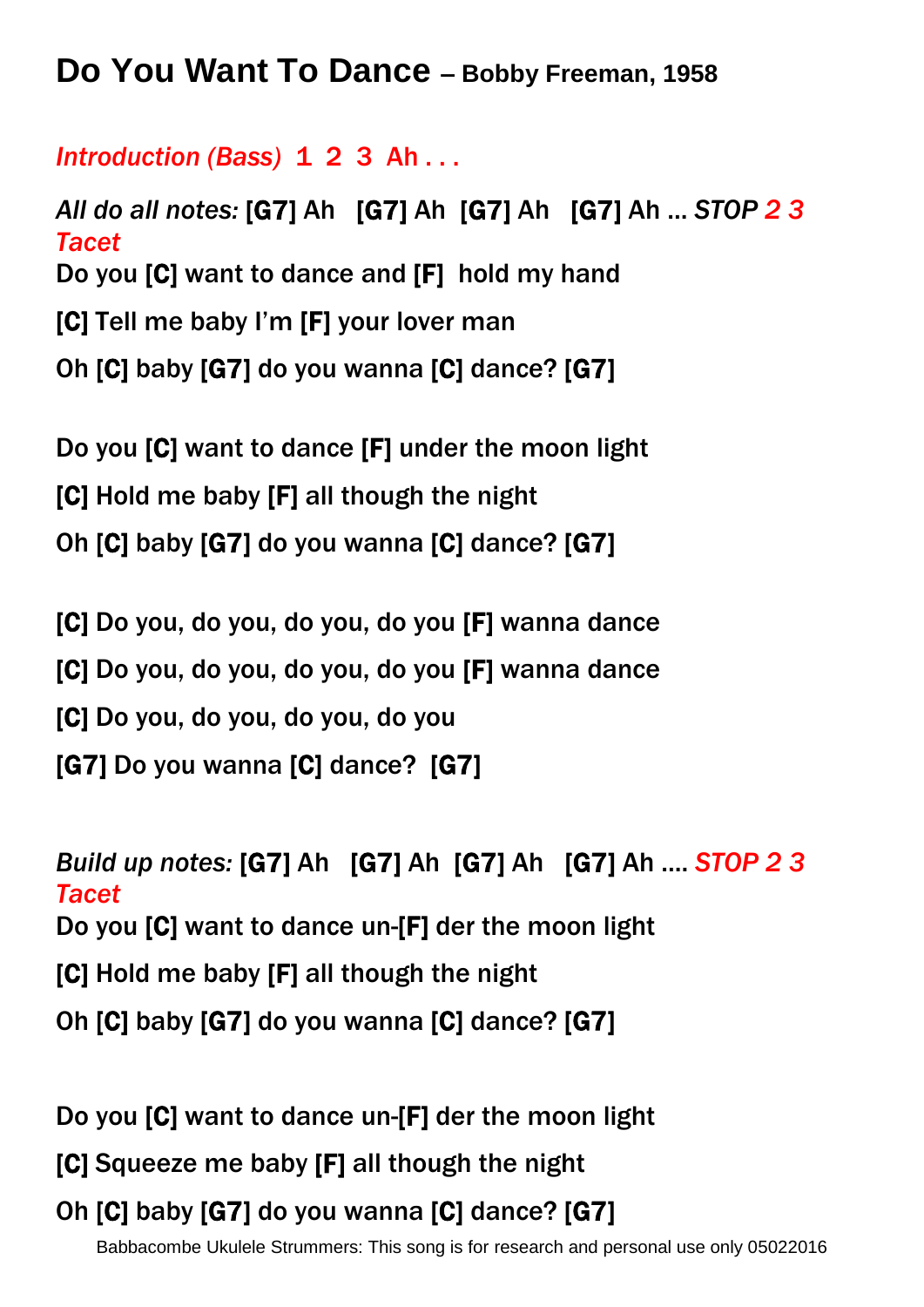# Do You Want To Dance – Bobby Freeman, 1958

*Introduction (Bass)* 1 2 3 Ah . . .

*All do all notes:* [G7] Ah [G7] Ah [G7] Ah [G7] Ah ... *STOP 2 3 Tacet*

Do you [C] want to dance and [F] hold my hand

[C] Tell me baby I'm [F] your lover man

Oh [C] baby [G7] do you wanna [C] dance? [G7]

Do you [C] want to dance [F] under the moon light

[C] Hold me baby [F] all though the night

Oh [C] baby [G7] do you wanna [C] dance? [G7]

[C] Do you, do you, do you, do you [F] wanna dance

[C] Do you, do you, do you, do you [F] wanna dance

[C] Do you, do you, do you, do you

[G7] Do you wanna [C] dance? [G7]

*Build up notes:* [G7] Ah [G7] Ah [G7] Ah [G7] Ah .... *STOP 2 3 Tacet*

Do you [C] want to dance un-[F] der the moon light

[C] Hold me baby [F] all though the night

Oh [C] baby [G7] do you wanna [C] dance? [G7]

Do you [C] want to dance un-[F] der the moon light

[C] Squeeze me baby [F] all though the night

Oh [C] baby [G7] do you wanna [C] dance? [G7]

Babbacombe Ukulele Strummers: This song is for research and personal use only 05022016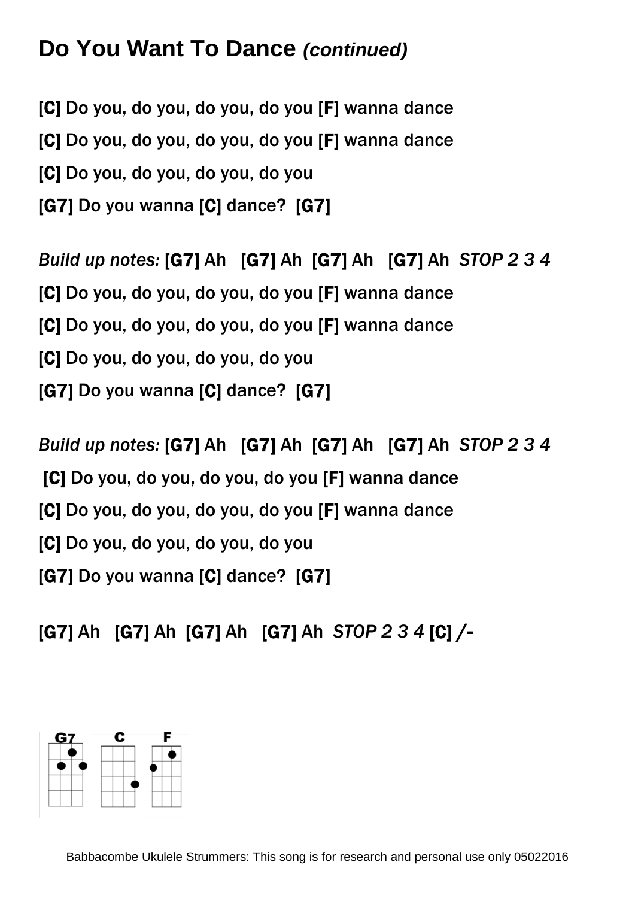# Do You Want To Dance *(continued)*

[C] Do you, do you, do you, do you [F] wanna dance

[C] Do you, do you, do you, do you [F] wanna dance

[C] Do you, do you, do you, do you

[G7] Do you wanna [C] dance? [G7]

*Build up notes:* [G7] Ah [G7] Ah [G7] Ah [G7] Ah *STOP 2 3 4*

[C] Do you, do you, do you, do you [F] wanna dance

[C] Do you, do you, do you, do you [F] wanna dance

[C] Do you, do you, do you, do you

[G7] Do you wanna [C] dance? [G7]

*Build up notes:* [G7] Ah [G7] Ah [G7] Ah [G7] Ah *STOP 2 3 4*

[C] Do you, do you, do you, do you [F] wanna dance

[C] Do you, do you, do you, do you [F] wanna dance

[C] Do you, do you, do you, do you

[G7] Do you wanna [C] dance? [G7]

[G7] Ah [G7] Ah [G7] Ah [G7] Ah *STOP 2 3 4* [C] /-

G7 C F

Babbacombe Ukulele Strummers: This song is for research and personal use only 05022016